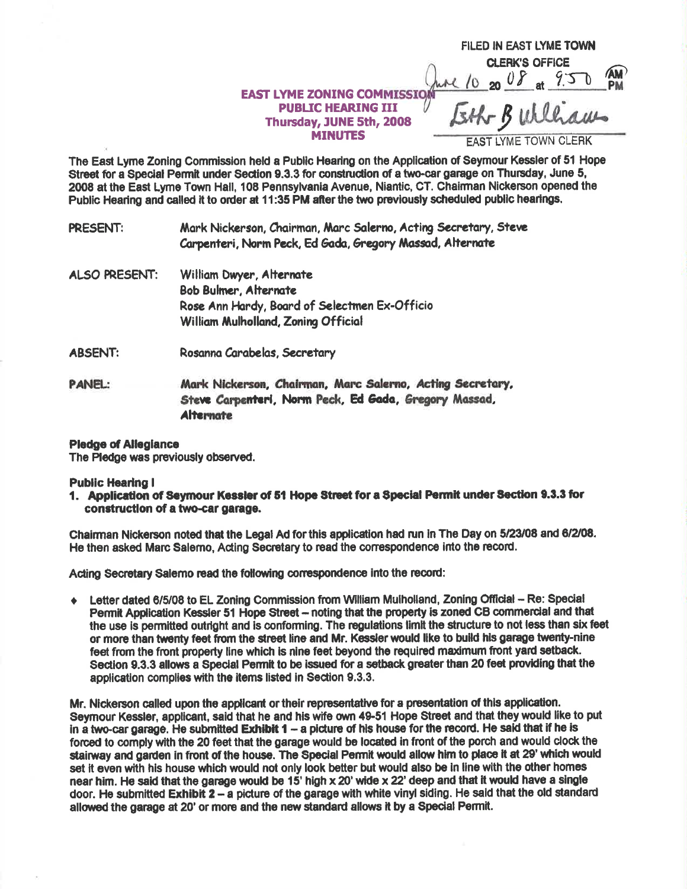FILED IN EAST LYME TOWN CLERK'S OFFICE

June 10 20 08 at 9:50 AM

Esther B Williams

EAST LYME TOWN CLERK

**EAST LYME ZONING COMMISSION**
**PUBLIC HEARING III**
**Thursday, JUNE 5th, 2008**
**MINUTES**

The East Lyme Zoning Commission held a Public Hearing on the Application of Seymour Kessler of 51 Hope Street for a Special Permit under Section 9.3.3 for construction of a two-car garage on Thursday, June 5, 2008 at the East Lyme Town Hall, 108 Pennsylvania Avenue, Niantic, CT. Chairman Nickerson opened the Public Hearing and called it to order at 11:35 PM after the two previously scheduled public hearings.

PRESENT: Mark Nickerson, Chairman, Marc Salerno, Acting Secretary, Steve Carpenteri, Norm Peck, Ed Gada, Gregory Massad, Alternate

ALSO PRESENT: William Dwyer, Alternate
Bob Bulmer, Alternate
Rose Ann Hardy, Board of Selectmen Ex-Officio
William Mulholland, Zoning Official

ABSENT: Rosanna Carabelas, Secretary

PANEL: **Mark Nickerson, Chairman, Marc Salerno, Acting Secretary, Steve Carpenteri, Norm Peck, Ed Gada, Gregory Massad, Alternate**

**Pledge of Allegiance**
The Pledge was previously observed.

**Public Hearing I**

1. **Application of Seymour Kessler of 51 Hope Street for a Special Permit under Section 9.3.3 for construction of a two-car garage.**

Chairman Nickerson noted that the Legal Ad for this application had run in The Day on 5/23/08 and 6/2/08. He then asked Marc Salerno, Acting Secretary to read the correspondence into the record.

Acting Secretary Salerno read the following correspondence into the record:

- Letter dated 6/5/08 to EL Zoning Commission from William Mulholland, Zoning Official – Re: Special Permit Application Kessler 51 Hope Street – noting that the property is zoned CB commercial and that the use is permitted outright and is conforming. The regulations limit the structure to not less than six feet or more than twenty feet from the street line and Mr. Kessler would like to build his garage twenty-nine feet from the front property line which is nine feet beyond the required maximum front yard setback. Section 9.3.3 allows a Special Permit to be issued for a setback greater than 20 feet providing that the application complies with the items listed in Section 9.3.3.

Mr. Nickerson called upon the applicant or their representative for a presentation of this application. Seymour Kessler, applicant, said that he and his wife own 49-51 Hope Street and that they would like to put in a two-car garage. He submitted **Exhibit 1** – a picture of his house for the record. He said that if he is forced to comply with the 20 feet that the garage would be located in front of the porch and would clock the stairway and garden in front of the house. The Special Permit would allow him to place it at 29' which would set it even with his house which would not only look better but would also be in line with the other homes near him. He said that the garage would be 15' high x 20' wide x 22' deep and that it would have a single door. He submitted **Exhibit 2** – a picture of the garage with white vinyl siding. He said that the old standard allowed the garage at 20' or more and the new standard allows it by a Special Permit.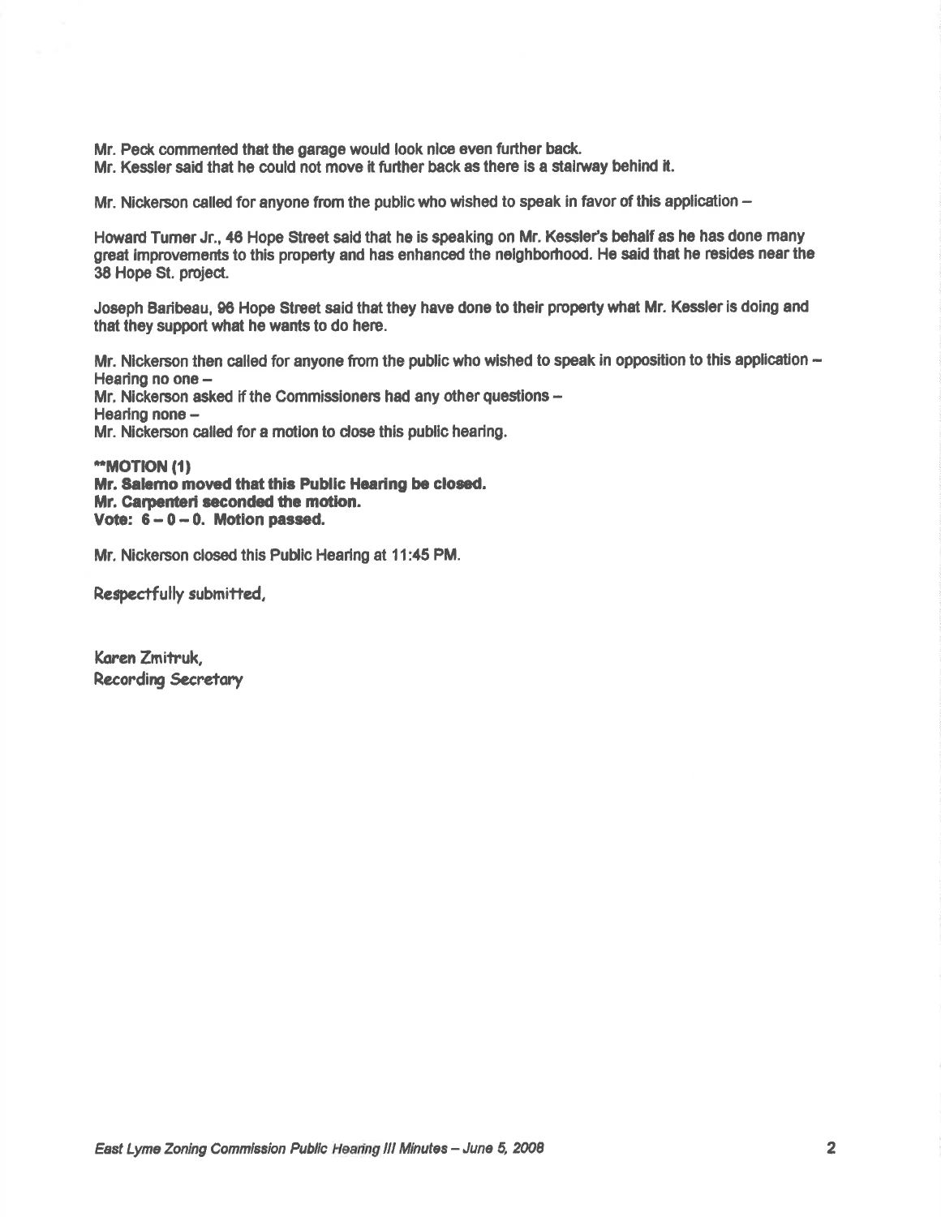Mr. Peck commented that the garage would look nice even further back.
Mr. Kessler said that he could not move it further back as there is a stairway behind it.

Mr. Nickerson called for anyone from the public who wished to speak in favor of this application –

Howard Turner Jr., 46 Hope Street said that he is speaking on Mr. Kessler's behalf as he has done many great improvements to this property and has enhanced the neighborhood. He said that he resides near the 38 Hope St. project.

Joseph Baribeau, 96 Hope Street said that they have done to their property what Mr. Kessler is doing and that they support what he wants to do here.

Mr. Nickerson then called for anyone from the public who wished to speak in opposition to this application –
Hearing no one –
Mr. Nickerson asked if the Commissioners had any other questions –
Hearing none –
Mr. Nickerson called for a motion to close this public hearing.

****MOTION (1)**
**Mr. Salerno moved that this Public Hearing be closed.**
**Mr. Carpenteri seconded the motion.**
**Vote: 6 – 0 – 0. Motion passed.**

Mr. Nickerson closed this Public Hearing at 11:45 PM.

Respectfully submitted,

Karen Zmitruk,
Recording Secretary